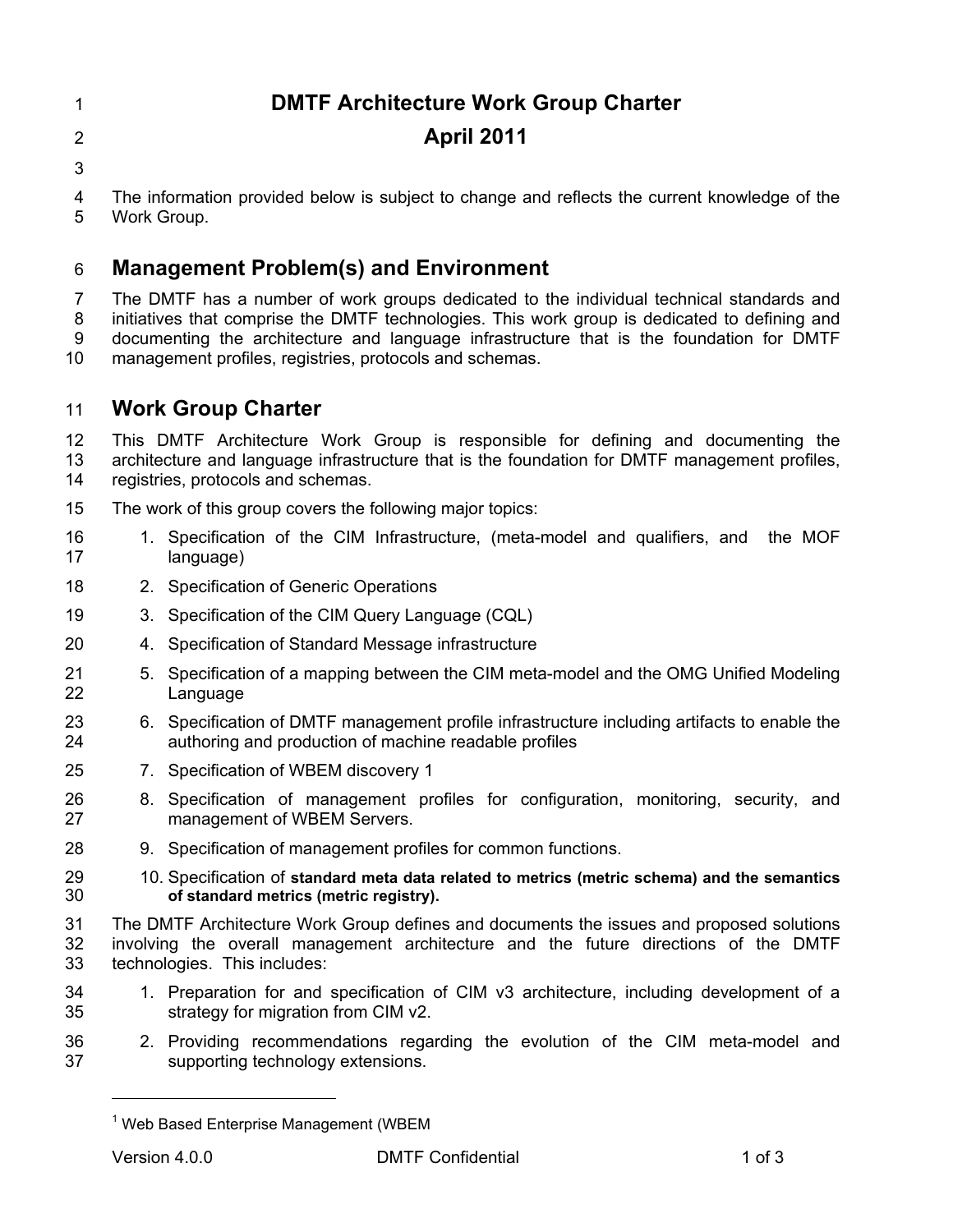# DMTF Architecture Work Group Charter

## April 2011

The information provided below is subject to change and reflects the current knowledge of the Work Group.

## Management Problem(s) and Environment

The DMTF has a number of work groups dedicated to the individual technical standards and initiatives that comprise the DMTF technologies. This work group is dedicated to defining and documenting the architecture and language infrastructure that is the foundation for DMTF management profiles, registries, protocols and schemas.

## Work Group Charter

This DMTF Architecture Work Group is responsible for defining and documenting the architecture and language infrastructure that is the foundation for DMTF management profiles, registries, protocols and schemas.

The work of this group covers the following major topics:

1. Specification of the CIM Infrastructure, (meta-model and qualifiers, and the MOF language)
2. Specification of Generic Operations
3. Specification of the CIM Query Language (CQL)
4. Specification of Standard Message infrastructure
5. Specification of a mapping between the CIM meta-model and the OMG Unified Modeling Language
6. Specification of DMTF management profile infrastructure including artifacts to enable the authoring and production of machine readable profiles
7. Specification of WBEM discovery [1]
8. Specification of management profiles for configuration, monitoring, security, and management of WBEM Servers.
9. Specification of management profiles for common functions.
10. Specification of **standard meta data related to metrics (metric schema) and the semantics of standard metrics (metric registry).**

The DMTF Architecture Work Group defines and documents the issues and proposed solutions involving the overall management architecture and the future directions of the DMTF technologies. This includes:

1. Preparation for and specification of CIM v3 architecture, including development of a strategy for migration from CIM v2.
2. Providing recommendations regarding the evolution of the CIM meta-model and supporting technology extensions.

[1] Web Based Enterprise Management (WBEM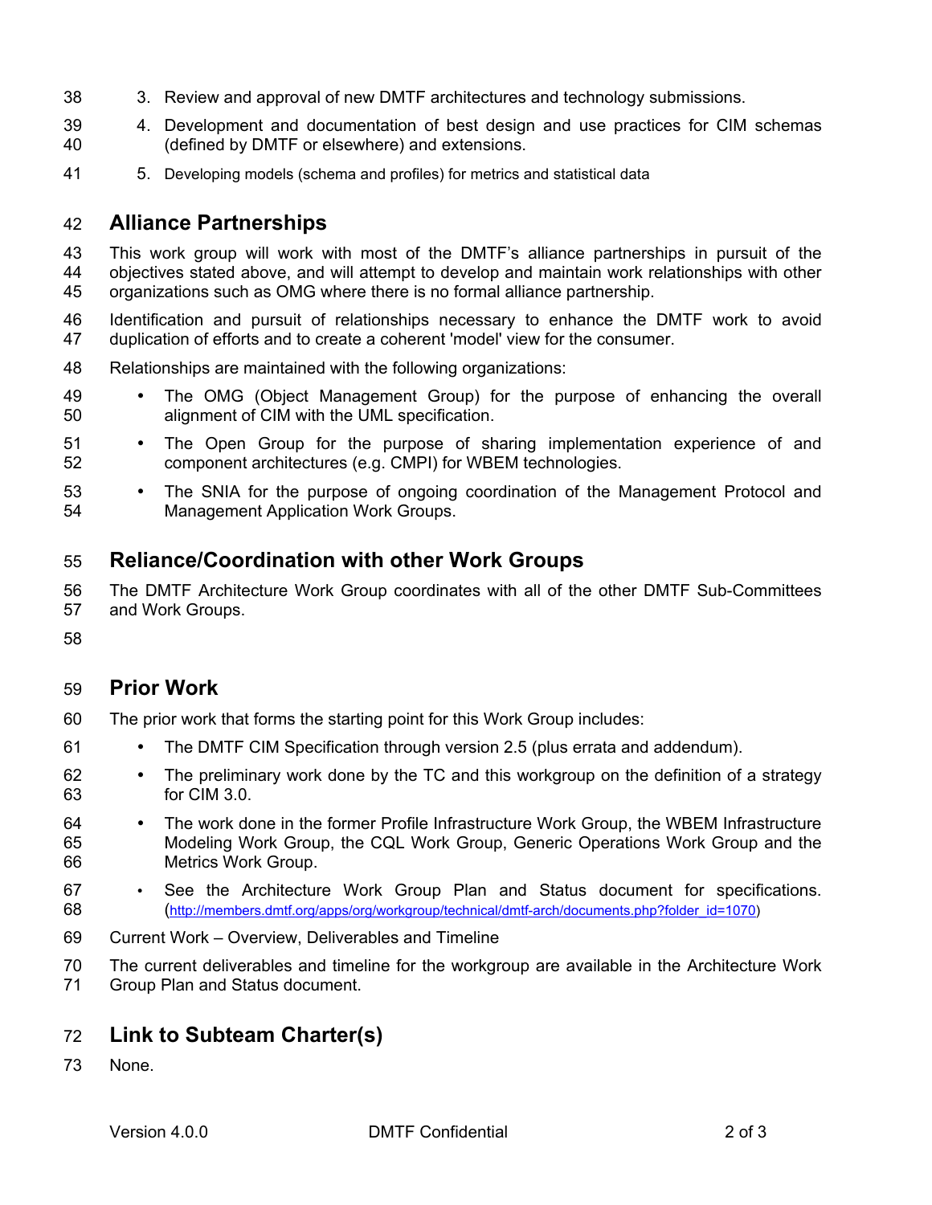3. Review and approval of new DMTF architectures and technology submissions.
4. Development and documentation of best design and use practices for CIM schemas (defined by DMTF or elsewhere) and extensions.
5. Developing models (schema and profiles) for metrics and statistical data

## Alliance Partnerships

This work group will work with most of the DMTF's alliance partnerships in pursuit of the objectives stated above, and will attempt to develop and maintain work relationships with other organizations such as OMG where there is no formal alliance partnership.

Identification and pursuit of relationships necessary to enhance the DMTF work to avoid duplication of efforts and to create a coherent 'model' view for the consumer.

Relationships are maintained with the following organizations:

- The OMG (Object Management Group) for the purpose of enhancing the overall alignment of CIM with the UML specification.
- The Open Group for the purpose of sharing implementation experience of and component architectures (e.g. CMPI) for WBEM technologies.
- The SNIA for the purpose of ongoing coordination of the Management Protocol and Management Application Work Groups.

## Reliance/Coordination with other Work Groups

The DMTF Architecture Work Group coordinates with all of the other DMTF Sub-Committees and Work Groups.

## Prior Work

The prior work that forms the starting point for this Work Group includes:

- The DMTF CIM Specification through version 2.5 (plus errata and addendum).
- The preliminary work done by the TC and this workgroup on the definition of a strategy for CIM 3.0.
- The work done in the former Profile Infrastructure Work Group, the WBEM Infrastructure Modeling Work Group, the CQL Work Group, Generic Operations Work Group and the Metrics Work Group.
- See the Architecture Work Group Plan and Status document for specifications. (http://members.dmtf.org/apps/org/workgroup/technical/dmtf-arch/documents.php?folder_id=1070)

Current Work – Overview, Deliverables and Timeline

The current deliverables and timeline for the workgroup are available in the Architecture Work Group Plan and Status document.

## Link to Subteam Charter(s)

None.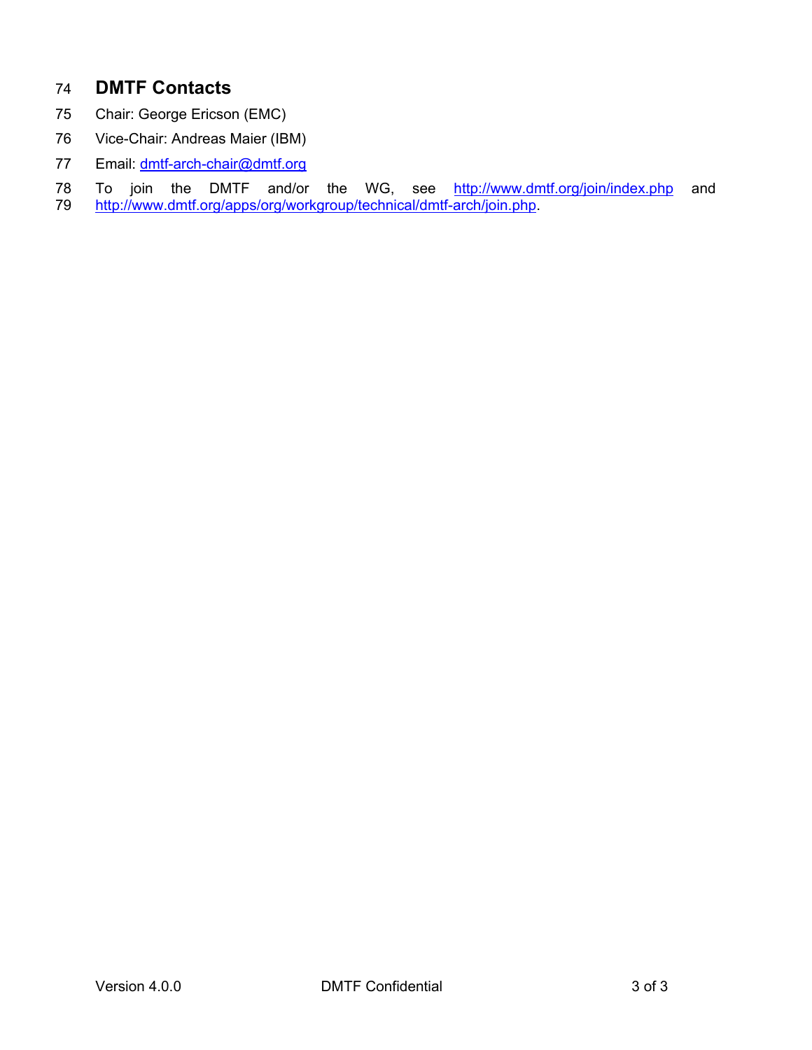## DMTF Contacts

Chair: George Ericson (EMC)

Vice-Chair: Andreas Maier (IBM)

Email: dmtf-arch-chair@dmtf.org

To join the DMTF and/or the WG, see http://www.dmtf.org/join/index.php and http://www.dmtf.org/apps/org/workgroup/technical/dmtf-arch/join.php.